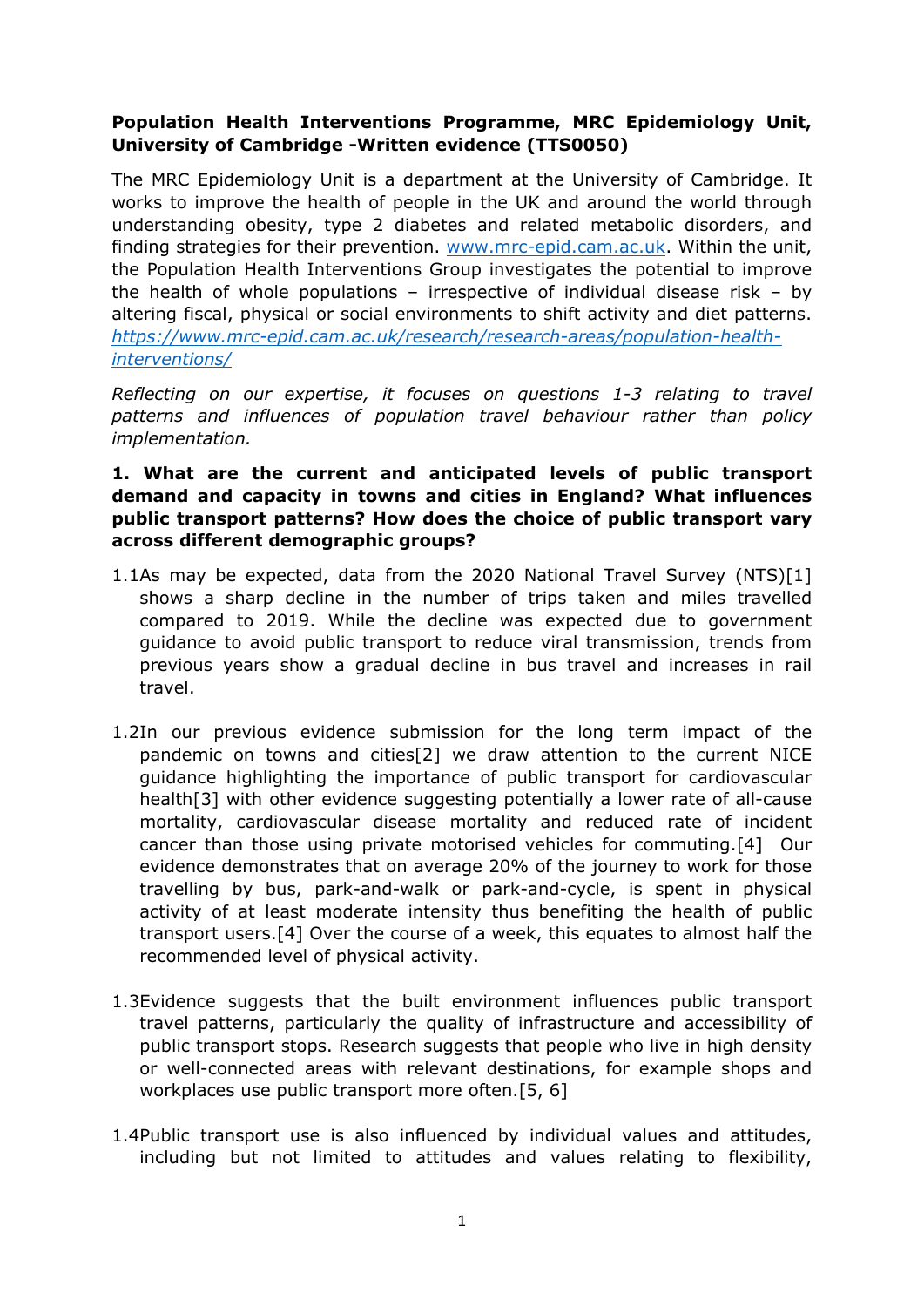**Population Health Interventions Programme, MRC Epidemiology Unit, University of Cambridge -Written evidence (TTS0050)**

The MRC Epidemiology Unit is a department at the University of Cambridge. It works to improve the health of people in the UK and around the world through understanding obesity, type 2 diabetes and related metabolic disorders, and finding strategies for their prevention. www.mrc-epid.cam.ac.uk. Within the unit, the Population Health Interventions Group investigates the potential to improve the health of whole populations – irrespective of individual disease risk – by altering fiscal, physical or social environments to shift activity and diet patterns. *https://www.mrc-epid.cam.ac.uk/research/research-areas/population-health-interventions/*

*Reflecting on our expertise, it focuses on questions 1-3 relating to travel patterns and influences of population travel behaviour rather than policy implementation.*

**1. What are the current and anticipated levels of public transport demand and capacity in towns and cities in England? What influences public transport patterns? How does the choice of public transport vary across different demographic groups?**

1.1 As may be expected, data from the 2020 National Travel Survey (NTS)[1] shows a sharp decline in the number of trips taken and miles travelled compared to 2019. While the decline was expected due to government guidance to avoid public transport to reduce viral transmission, trends from previous years show a gradual decline in bus travel and increases in rail travel.

1.2 In our previous evidence submission for the long term impact of the pandemic on towns and cities[2] we draw attention to the current NICE guidance highlighting the importance of public transport for cardiovascular health[3] with other evidence suggesting potentially a lower rate of all-cause mortality, cardiovascular disease mortality and reduced rate of incident cancer than those using private motorised vehicles for commuting.[4] Our evidence demonstrates that on average 20% of the journey to work for those travelling by bus, park-and-walk or park-and-cycle, is spent in physical activity of at least moderate intensity thus benefiting the health of public transport users.[4] Over the course of a week, this equates to almost half the recommended level of physical activity.

1.3 Evidence suggests that the built environment influences public transport travel patterns, particularly the quality of infrastructure and accessibility of public transport stops. Research suggests that people who live in high density or well-connected areas with relevant destinations, for example shops and workplaces use public transport more often.[5, 6]

1.4 Public transport use is also influenced by individual values and attitudes, including but not limited to attitudes and values relating to flexibility,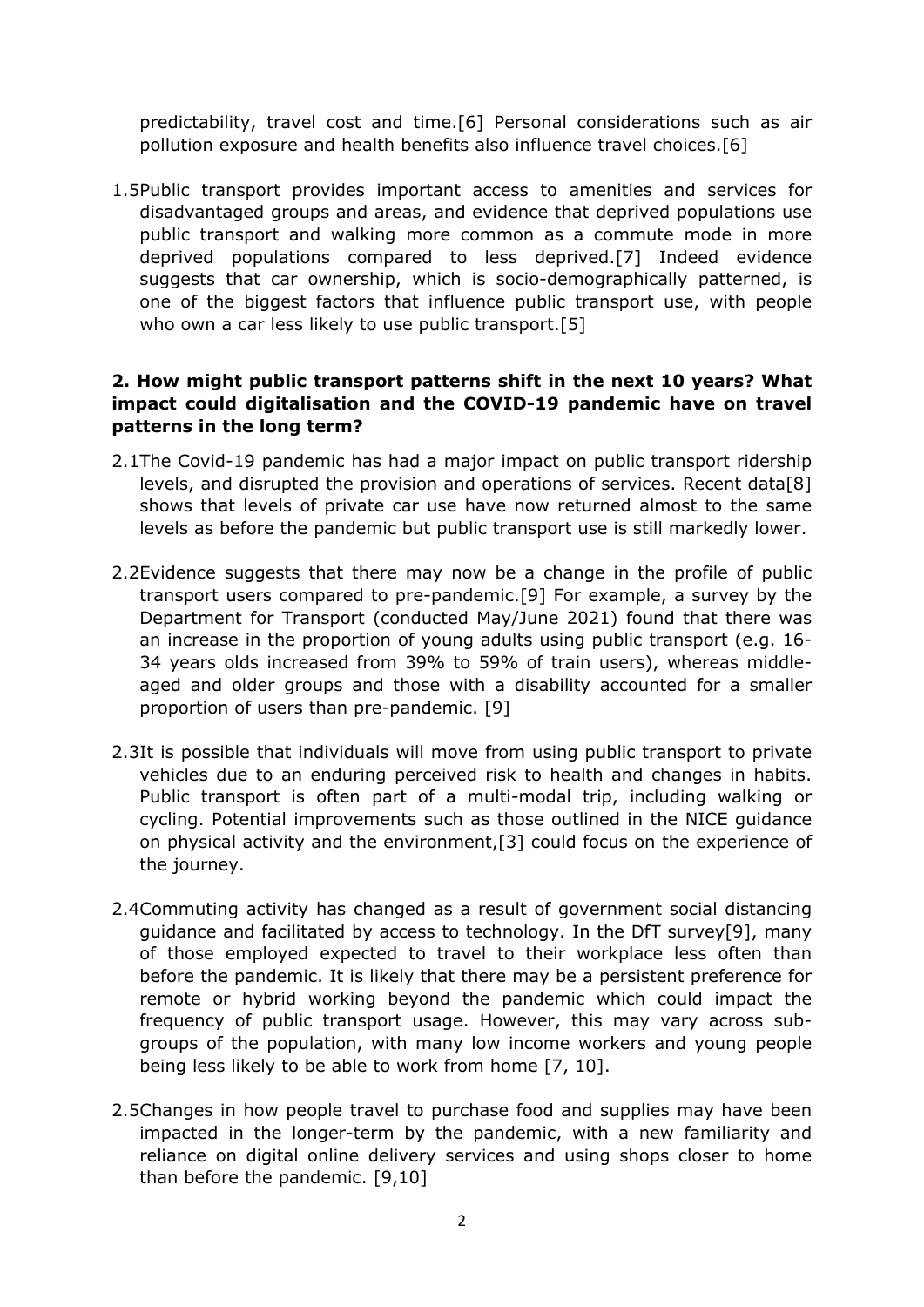predictability, travel cost and time.[6] Personal considerations such as air pollution exposure and health benefits also influence travel choices.[6]

1.5 Public transport provides important access to amenities and services for disadvantaged groups and areas, and evidence that deprived populations use public transport and walking more common as a commute mode in more deprived populations compared to less deprived.[7] Indeed evidence suggests that car ownership, which is socio-demographically patterned, is one of the biggest factors that influence public transport use, with people who own a car less likely to use public transport.[5]

## 2. How might public transport patterns shift in the next 10 years? What impact could digitalisation and the COVID-19 pandemic have on travel patterns in the long term?

2.1 The Covid-19 pandemic has had a major impact on public transport ridership levels, and disrupted the provision and operations of services. Recent data[8] shows that levels of private car use have now returned almost to the same levels as before the pandemic but public transport use is still markedly lower.

2.2 Evidence suggests that there may now be a change in the profile of public transport users compared to pre-pandemic.[9] For example, a survey by the Department for Transport (conducted May/June 2021) found that there was an increase in the proportion of young adults using public transport (e.g. 16-34 years olds increased from 39% to 59% of train users), whereas middle-aged and older groups and those with a disability accounted for a smaller proportion of users than pre-pandemic. [9]

2.3 It is possible that individuals will move from using public transport to private vehicles due to an enduring perceived risk to health and changes in habits. Public transport is often part of a multi-modal trip, including walking or cycling. Potential improvements such as those outlined in the NICE guidance on physical activity and the environment,[3] could focus on the experience of the journey.

2.4 Commuting activity has changed as a result of government social distancing guidance and facilitated by access to technology. In the DfT survey[9], many of those employed expected to travel to their workplace less often than before the pandemic. It is likely that there may be a persistent preference for remote or hybrid working beyond the pandemic which could impact the frequency of public transport usage. However, this may vary across sub-groups of the population, with many low income workers and young people being less likely to be able to work from home [7, 10].

2.5 Changes in how people travel to purchase food and supplies may have been impacted in the longer-term by the pandemic, with a new familiarity and reliance on digital online delivery services and using shops closer to home than before the pandemic. [9,10]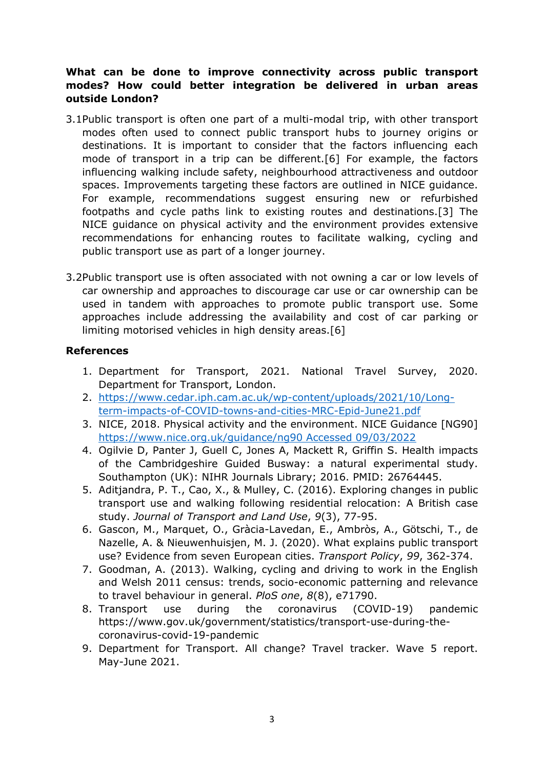**What can be done to improve connectivity across public transport modes? How could better integration be delivered in urban areas outside London?**

3.1 Public transport is often one part of a multi-modal trip, with other transport modes often used to connect public transport hubs to journey origins or destinations. It is important to consider that the factors influencing each mode of transport in a trip can be different.[6] For example, the factors influencing walking include safety, neighbourhood attractiveness and outdoor spaces. Improvements targeting these factors are outlined in NICE guidance. For example, recommendations suggest ensuring new or refurbished footpaths and cycle paths link to existing routes and destinations.[3] The NICE guidance on physical activity and the environment provides extensive recommendations for enhancing routes to facilitate walking, cycling and public transport use as part of a longer journey.

3.2 Public transport use is often associated with not owning a car or low levels of car ownership and approaches to discourage car use or car ownership can be used in tandem with approaches to promote public transport use. Some approaches include addressing the availability and cost of car parking or limiting motorised vehicles in high density areas.[6]

**References**

1. Department for Transport, 2021. National Travel Survey, 2020. Department for Transport, London.
2. https://www.cedar.iph.cam.ac.uk/wp-content/uploads/2021/10/Long-term-impacts-of-COVID-towns-and-cities-MRC-Epid-June21.pdf
3. NICE, 2018. Physical activity and the environment. NICE Guidance [NG90] https://www.nice.org.uk/guidance/ng90 Accessed 09/03/2022
4. Ogilvie D, Panter J, Guell C, Jones A, Mackett R, Griffin S. Health impacts of the Cambridgeshire Guided Busway: a natural experimental study. Southampton (UK): NIHR Journals Library; 2016. PMID: 26764445.
5. Aditjandra, P. T., Cao, X., & Mulley, C. (2016). Exploring changes in public transport use and walking following residential relocation: A British case study. *Journal of Transport and Land Use*, *9*(3), 77-95.
6. Gascon, M., Marquet, O., Gràcia-Lavedan, E., Ambròs, A., Götschi, T., de Nazelle, A. & Nieuwenhuisjen, M. J. (2020). What explains public transport use? Evidence from seven European cities. *Transport Policy*, *99*, 362-374.
7. Goodman, A. (2013). Walking, cycling and driving to work in the English and Welsh 2011 census: trends, socio-economic patterning and relevance to travel behaviour in general. *PloS one*, *8*(8), e71790.
8. Transport use during the coronavirus (COVID-19) pandemic https://www.gov.uk/government/statistics/transport-use-during-the-coronavirus-covid-19-pandemic
9. Department for Transport. All change? Travel tracker. Wave 5 report. May-June 2021.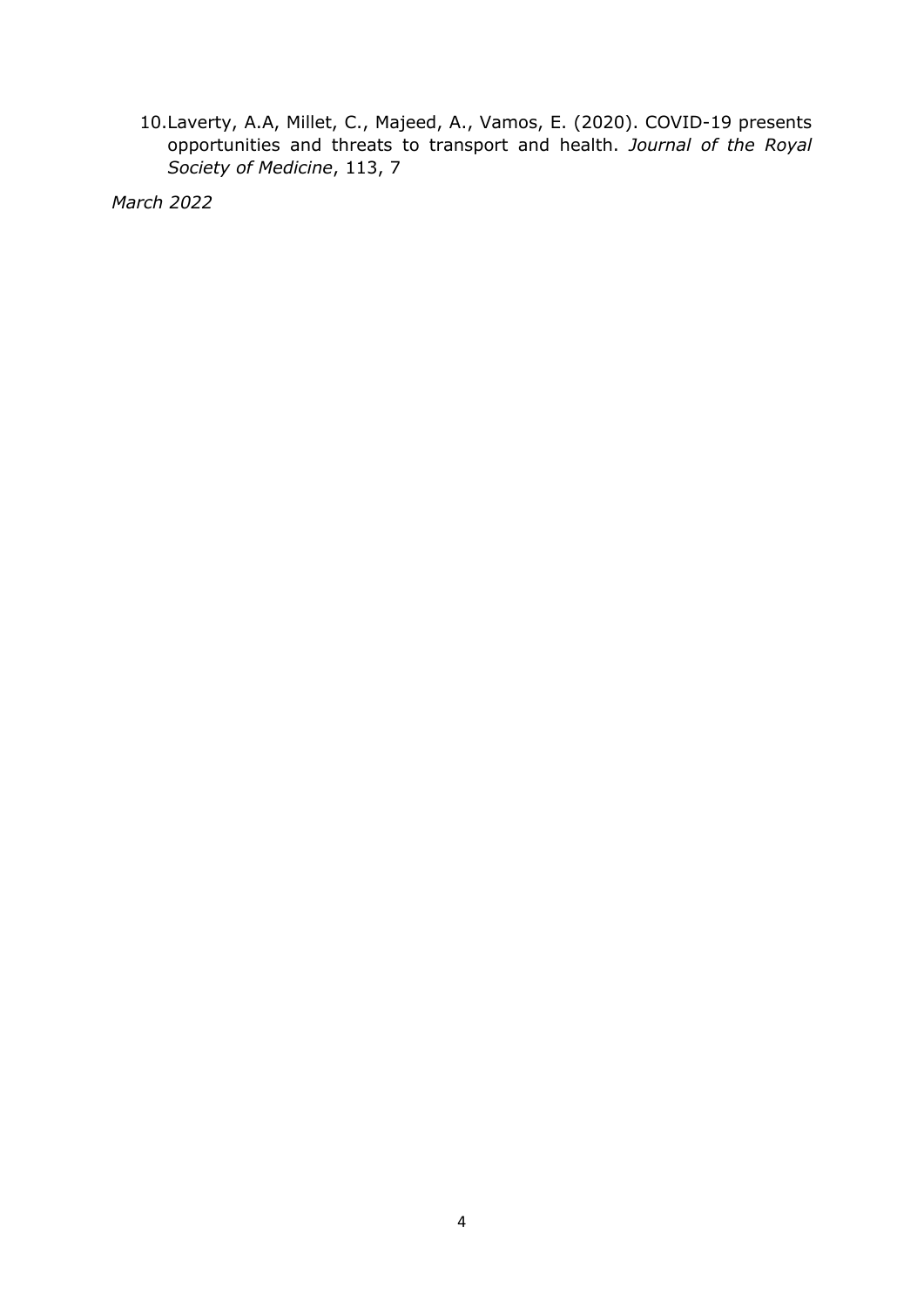10. Laverty, A.A, Millet, C., Majeed, A., Vamos, E. (2020). COVID-19 presents opportunities and threats to transport and health. *Journal of the Royal Society of Medicine*, 113, 7

*March 2022*